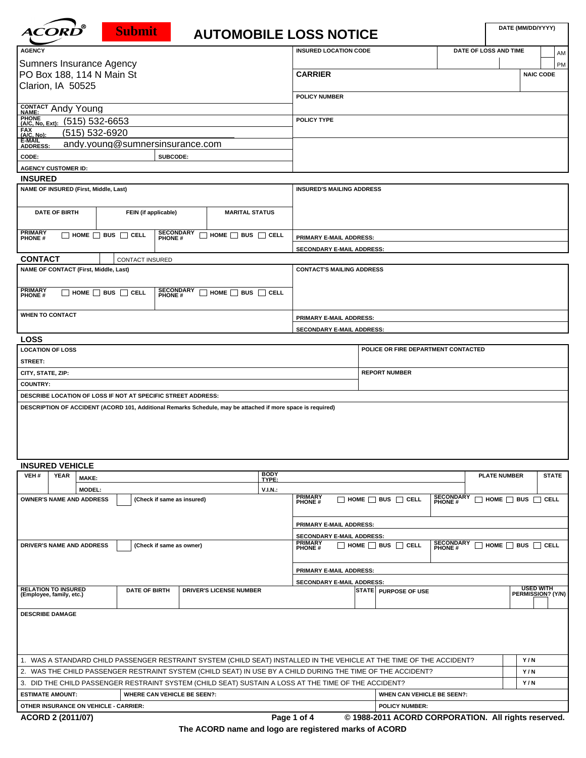ACORD® Submit

# AUTOMOBILE LOSS NOTICE

| DATE (MM/DD/YYYY) |
|---|
| |

| AGENCY | INSURED LOCATION CODE | DATE OF LOSS AND TIME | AM / PM |
|---|---|---|---|
| Sumners Insurance Agency<br>PO Box 188, 114 N Main St<br>Clarion, IA 50525 | CARRIER | NAIC CODE | |
| CONTACT NAME: Andy Young | POLICY NUMBER | | |
| PHONE (A/C, No, Ext): (515) 532-6653 | POLICY TYPE | | |
| FAX (A/C, No): (515) 532-6920 | | | |
| E-MAIL ADDRESS: andy.young@sumnersinsurance.com | | | |
| CODE: | SUBCODE: | | |
| AGENCY CUSTOMER ID: | | | |

## INSURED

| NAME OF INSURED (First, Middle, Last) | | | INSURED'S MAILING ADDRESS |
|---|---|---|---|
| DATE OF BIRTH | FEIN (if applicable) | MARITAL STATUS | |
| PRIMARY PHONE # ☐ HOME ☐ BUS ☐ CELL | SECONDARY PHONE # ☐ HOME ☐ BUS ☐ CELL | | PRIMARY E-MAIL ADDRESS: |
| | | | SECONDARY E-MAIL ADDRESS: |

## CONTACT

☐ CONTACT INSURED

| NAME OF CONTACT (First, Middle, Last) | | CONTACT'S MAILING ADDRESS |
|---|---|---|
| PRIMARY PHONE # ☐ HOME ☐ BUS ☐ CELL | SECONDARY PHONE # ☐ HOME ☐ BUS ☐ CELL | |
| WHEN TO CONTACT | | PRIMARY E-MAIL ADDRESS: |
| | | SECONDARY E-MAIL ADDRESS: |

## LOSS

| LOCATION OF LOSS | POLICE OR FIRE DEPARTMENT CONTACTED |
|---|---|
| STREET: | |
| CITY, STATE, ZIP: | REPORT NUMBER |
| COUNTRY: | |
| DESCRIBE LOCATION OF LOSS IF NOT AT SPECIFIC STREET ADDRESS: | |
| DESCRIPTION OF ACCIDENT (ACORD 101, Additional Remarks Schedule, may be attached if more space is required) | |

## INSURED VEHICLE

| VEH # | YEAR | MAKE: | BODY TYPE: | PLATE NUMBER | STATE |
|---|---|---|---|---|---|
| | | MODEL: | V.I.N.: | | |

| OWNER'S NAME AND ADDRESS ☐ (Check if same as insured) | PRIMARY PHONE # ☐ HOME ☐ BUS ☐ CELL | SECONDARY PHONE # ☐ HOME ☐ BUS ☐ CELL |
|---|---|---|
| | PRIMARY E-MAIL ADDRESS: | |
| | SECONDARY E-MAIL ADDRESS: | |
| DRIVER'S NAME AND ADDRESS ☐ (Check if same as owner) | PRIMARY PHONE # ☐ HOME ☐ BUS ☐ CELL | SECONDARY PHONE # ☐ HOME ☐ BUS ☐ CELL |
| | PRIMARY E-MAIL ADDRESS: | |
| | SECONDARY E-MAIL ADDRESS: | |

| RELATION TO INSURED (Employee, family, etc.) | DATE OF BIRTH | DRIVER'S LICENSE NUMBER | STATE | PURPOSE OF USE | USED WITH PERMISSION? (Y/N) |
|---|---|---|---|---|---|
| | | | | | |

DESCRIBE DAMAGE

| | |
|---|---|
| 1. WAS A STANDARD CHILD PASSENGER RESTRAINT SYSTEM (CHILD SEAT) INSTALLED IN THE VEHICLE AT THE TIME OF THE ACCIDENT? | Y / N |
| 2. WAS THE CHILD PASSENGER RESTRAINT SYSTEM (CHILD SEAT) IN USE BY A CHILD DURING THE TIME OF THE ACCIDENT? | Y / N |
| 3. DID THE CHILD PASSENGER RESTRAINT SYSTEM (CHILD SEAT) SUSTAIN A LOSS AT THE TIME OF THE ACCIDENT? | Y / N |

| ESTIMATE AMOUNT: | WHERE CAN VEHICLE BE SEEN?: | WHEN CAN VEHICLE BE SEEN?: |
|---|---|---|
| OTHER INSURANCE ON VEHICLE - CARRIER: | | POLICY NUMBER: |

ACORD 2 (2011/07) © 1988-2011 ACORD CORPORATION. All rights reserved.

The ACORD name and logo are registered marks of ACORD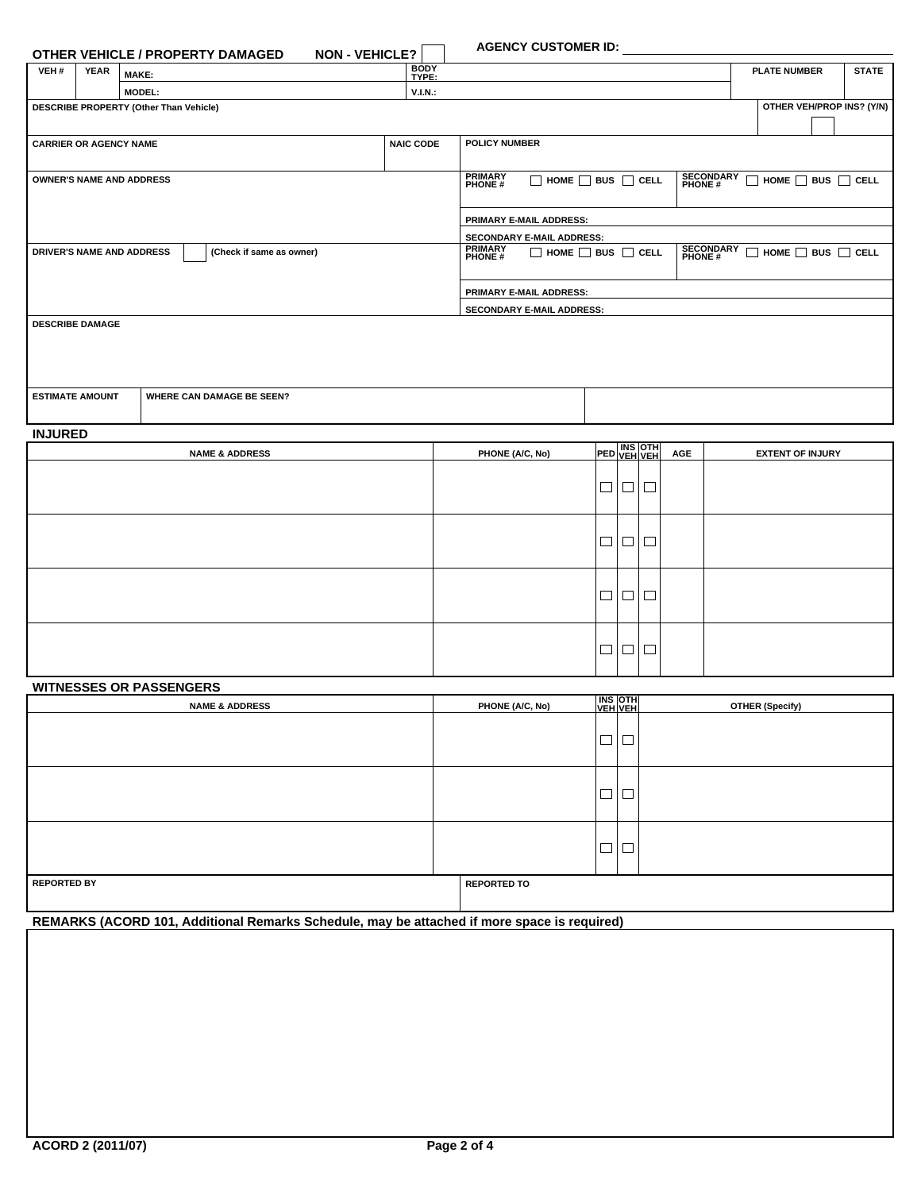## OTHER VEHICLE / PROPERTY DAMAGED    NON - VEHICLE? ☐

**AGENCY CUSTOMER ID:** ______________________

| VEH # | YEAR | MAKE: | BODY TYPE: | PLATE NUMBER | STATE |
|---|---|---|---|---|---|
| | | MODEL: | V.I.N.: | | |

| DESCRIBE PROPERTY (Other Than Vehicle) | OTHER VEH/PROP INS? (Y/N) |
|---|---|
| | ☐ |

| CARRIER OR AGENCY NAME | NAIC CODE | POLICY NUMBER |
|---|---|---|
| | | |

| OWNER'S NAME AND ADDRESS | PRIMARY PHONE # ☐ HOME ☐ BUS ☐ CELL | SECONDARY PHONE # ☐ HOME ☐ BUS ☐ CELL |
|---|---|---|
| | PRIMARY E-MAIL ADDRESS: | |
| | SECONDARY E-MAIL ADDRESS: | |

| DRIVER'S NAME AND ADDRESS ☐ (Check if same as owner) | PRIMARY PHONE # ☐ HOME ☐ BUS ☐ CELL | SECONDARY PHONE # ☐ HOME ☐ BUS ☐ CELL |
|---|---|---|
| | PRIMARY E-MAIL ADDRESS: | |
| | SECONDARY E-MAIL ADDRESS: | |

**DESCRIBE DAMAGE**

| ESTIMATE AMOUNT | WHERE CAN DAMAGE BE SEEN? | |
|---|---|---|
| | | |

## INJURED

| NAME & ADDRESS | PHONE (A/C, No) | PED | INS VEH | OTH VEH | AGE | EXTENT OF INJURY |
|---|---|---|---|---|---|---|
| | | ☐ | ☐ | ☐ | | |
| | | ☐ | ☐ | ☐ | | |
| | | ☐ | ☐ | ☐ | | |
| | | ☐ | ☐ | ☐ | | |

## WITNESSES OR PASSENGERS

| NAME & ADDRESS | PHONE (A/C, No) | INS VEH | OTH VEH | OTHER (Specify) |
|---|---|---|---|---|
| | | ☐ | ☐ | |
| | | ☐ | ☐ | |
| | | ☐ | ☐ | |

| REPORTED BY | REPORTED TO |
|---|---|
| | |

## REMARKS (ACORD 101, Additional Remarks Schedule, may be attached if more space is required)

ACORD 2 (2011/07)